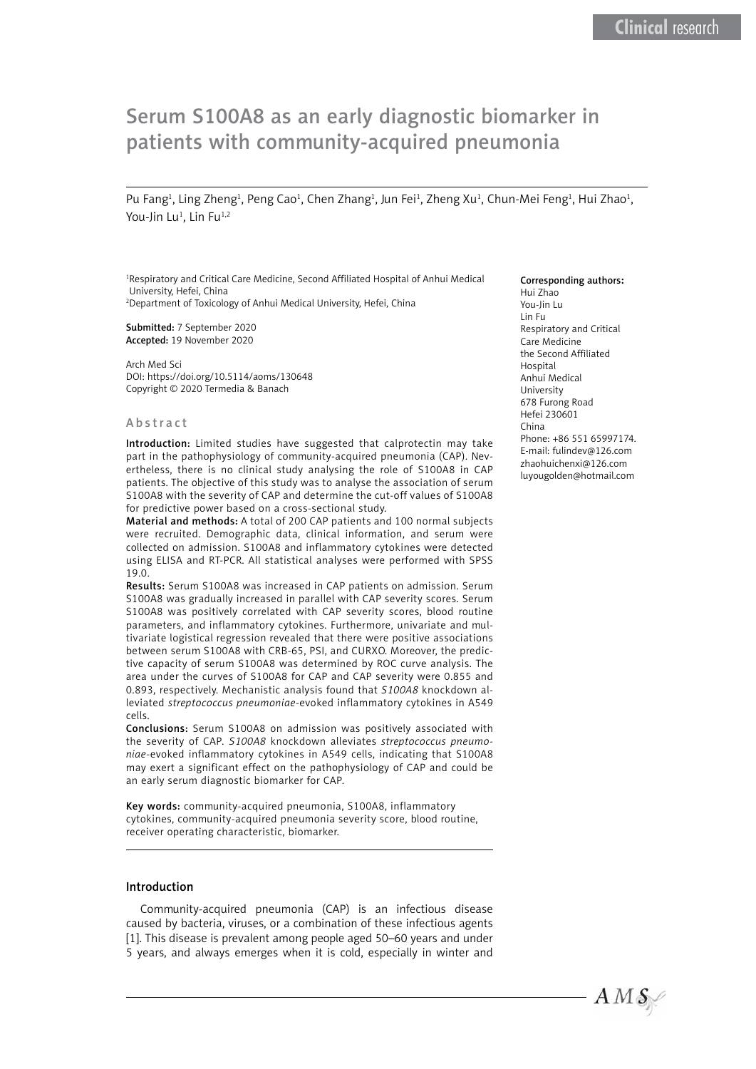Clinical research

# Serum S100A8 as an early diagnostic biomarker in patients with community-acquired pneumonia

Pu Fang[1], Ling Zheng[1], Peng Cao[1], Chen Zhang[1], Jun Fei[1], Zheng Xu[1], Chun-Mei Feng[1], Hui Zhao[1], You-Jin Lu[1], Lin Fu[1,2]

[1]Respiratory and Critical Care Medicine, Second Affiliated Hospital of Anhui Medical University, Hefei, China
[2]Department of Toxicology of Anhui Medical University, Hefei, China

**Submitted:** 7 September 2020
**Accepted:** 19 November 2020

Arch Med Sci
DOI: https://doi.org/10.5114/aoms/130648
Copyright © 2020 Termedia & Banach

**Corresponding authors:**
Hui Zhao
You-Jin Lu
Lin Fu
Respiratory and Critical Care Medicine
the Second Affiliated Hospital
Anhui Medical University
678 Furong Road
Hefei 230601
China
Phone: +86 551 65997174.
E-mail: fulindev@126.com
zhaohuichenxi@126.com
luyougolden@hotmail.com

## Abstract

**Introduction:** Limited studies have suggested that calprotectin may take part in the pathophysiology of community-acquired pneumonia (CAP). Nevertheless, there is no clinical study analysing the role of S100A8 in CAP patients. The objective of this study was to analyse the association of serum S100A8 with the severity of CAP and determine the cut-off values of S100A8 for predictive power based on a cross-sectional study.

**Material and methods:** A total of 200 CAP patients and 100 normal subjects were recruited. Demographic data, clinical information, and serum were collected on admission. S100A8 and inflammatory cytokines were detected using ELISA and RT-PCR. All statistical analyses were performed with SPSS 19.0.

**Results:** Serum S100A8 was increased in CAP patients on admission. Serum S100A8 was gradually increased in parallel with CAP severity scores. Serum S100A8 was positively correlated with CAP severity scores, blood routine parameters, and inflammatory cytokines. Furthermore, univariate and multivariate logistical regression revealed that there were positive associations between serum S100A8 with CRB-65, PSI, and CURXO. Moreover, the predictive capacity of serum S100A8 was determined by ROC curve analysis. The area under the curves of S100A8 for CAP and CAP severity were 0.855 and 0.893, respectively. Mechanistic analysis found that *S100A8* knockdown alleviated *streptococcus pneumoniae*-evoked inflammatory cytokines in A549 cells.

**Conclusions:** Serum S100A8 on admission was positively associated with the severity of CAP. *S100A8* knockdown alleviates *streptococcus pneumoniae*-evoked inflammatory cytokines in A549 cells, indicating that S100A8 may exert a significant effect on the pathophysiology of CAP and could be an early serum diagnostic biomarker for CAP.

**Key words:** community-acquired pneumonia, S100A8, inflammatory cytokines, community-acquired pneumonia severity score, blood routine, receiver operating characteristic, biomarker.

## Introduction

Community-acquired pneumonia (CAP) is an infectious disease caused by bacteria, viruses, or a combination of these infectious agents [1]. This disease is prevalent among people aged 50–60 years and under 5 years, and always emerges when it is cold, especially in winter and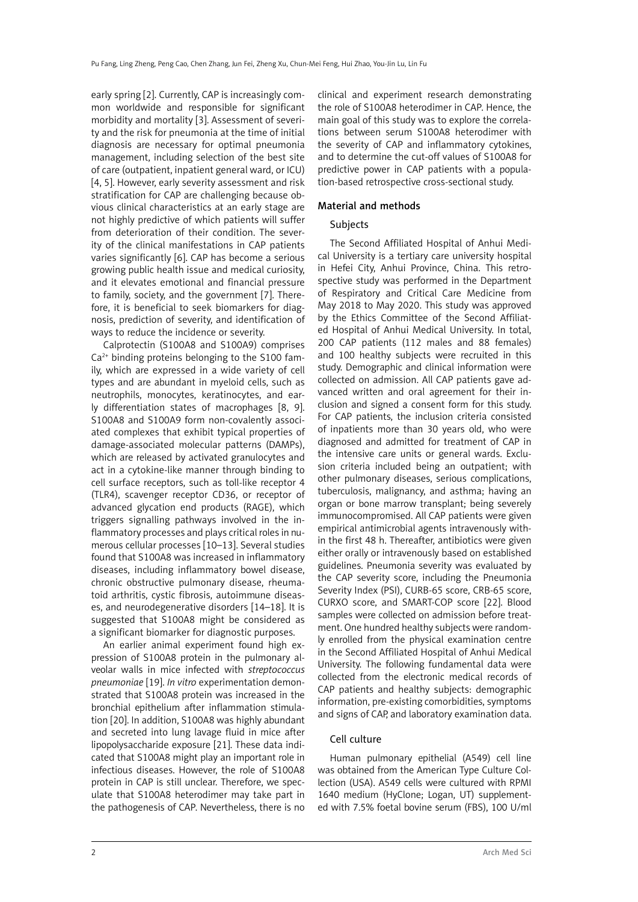early spring [2]. Currently, CAP is increasingly common worldwide and responsible for significant morbidity and mortality [3]. Assessment of severity and the risk for pneumonia at the time of initial diagnosis are necessary for optimal pneumonia management, including selection of the best site of care (outpatient, inpatient general ward, or ICU) [4, 5]. However, early severity assessment and risk stratification for CAP are challenging because obvious clinical characteristics at an early stage are not highly predictive of which patients will suffer from deterioration of their condition. The severity of the clinical manifestations in CAP patients varies significantly [6]. CAP has become a serious growing public health issue and medical curiosity, and it elevates emotional and financial pressure to family, society, and the government [7]. Therefore, it is beneficial to seek biomarkers for diagnosis, prediction of severity, and identification of ways to reduce the incidence or severity.

Calprotectin (S100A8 and S100A9) comprises $Ca^{2+}$ binding proteins belonging to the S100 family, which are expressed in a wide variety of cell types and are abundant in myeloid cells, such as neutrophils, monocytes, keratinocytes, and early differentiation states of macrophages [8, 9]. S100A8 and S100A9 form non-covalently associated complexes that exhibit typical properties of damage-associated molecular patterns (DAMPs), which are released by activated granulocytes and act in a cytokine-like manner through binding to cell surface receptors, such as toll-like receptor 4 (TLR4), scavenger receptor CD36, or receptor of advanced glycation end products (RAGE), which triggers signalling pathways involved in the inflammatory processes and plays critical roles in numerous cellular processes [10–13]. Several studies found that S100A8 was increased in inflammatory diseases, including inflammatory bowel disease, chronic obstructive pulmonary disease, rheumatoid arthritis, cystic fibrosis, autoimmune diseases, and neurodegenerative disorders [14–18]. It is suggested that S100A8 might be considered as a significant biomarker for diagnostic purposes.

An earlier animal experiment found high expression of S100A8 protein in the pulmonary alveolar walls in mice infected with *streptococcus pneumoniae* [19]. *In vitro* experimentation demonstrated that S100A8 protein was increased in the bronchial epithelium after inflammation stimulation [20]. In addition, S100A8 was highly abundant and secreted into lung lavage fluid in mice after lipopolysaccharide exposure [21]. These data indicated that S100A8 might play an important role in infectious diseases. However, the role of S100A8 protein in CAP is still unclear. Therefore, we speculate that S100A8 heterodimer may take part in the pathogenesis of CAP. Nevertheless, there is no clinical and experiment research demonstrating the role of S100A8 heterodimer in CAP. Hence, the main goal of this study was to explore the correlations between serum S100A8 heterodimer with the severity of CAP and inflammatory cytokines, and to determine the cut-off values of S100A8 for predictive power in CAP patients with a population-based retrospective cross-sectional study.

## Material and methods

### Subjects

The Second Affiliated Hospital of Anhui Medical University is a tertiary care university hospital in Hefei City, Anhui Province, China. This retrospective study was performed in the Department of Respiratory and Critical Care Medicine from May 2018 to May 2020. This study was approved by the Ethics Committee of the Second Affiliated Hospital of Anhui Medical University. In total, 200 CAP patients (112 males and 88 females) and 100 healthy subjects were recruited in this study. Demographic and clinical information were collected on admission. All CAP patients gave advanced written and oral agreement for their inclusion and signed a consent form for this study. For CAP patients, the inclusion criteria consisted of inpatients more than 30 years old, who were diagnosed and admitted for treatment of CAP in the intensive care units or general wards. Exclusion criteria included being an outpatient; with other pulmonary diseases, serious complications, tuberculosis, malignancy, and asthma; having an organ or bone marrow transplant; being severely immunocompromised. All CAP patients were given empirical antimicrobial agents intravenously within the first 48 h. Thereafter, antibiotics were given either orally or intravenously based on established guidelines. Pneumonia severity was evaluated by the CAP severity score, including the Pneumonia Severity Index (PSI), CURB-65 score, CRB-65 score, CURXO score, and SMART-COP score [22]. Blood samples were collected on admission before treatment. One hundred healthy subjects were randomly enrolled from the physical examination centre in the Second Affiliated Hospital of Anhui Medical University. The following fundamental data were collected from the electronic medical records of CAP patients and healthy subjects: demographic information, pre-existing comorbidities, symptoms and signs of CAP, and laboratory examination data.

### Cell culture

Human pulmonary epithelial (A549) cell line was obtained from the American Type Culture Collection (USA). A549 cells were cultured with RPMI 1640 medium (HyClone; Logan, UT) supplemented with 7.5% foetal bovine serum (FBS), 100 U/ml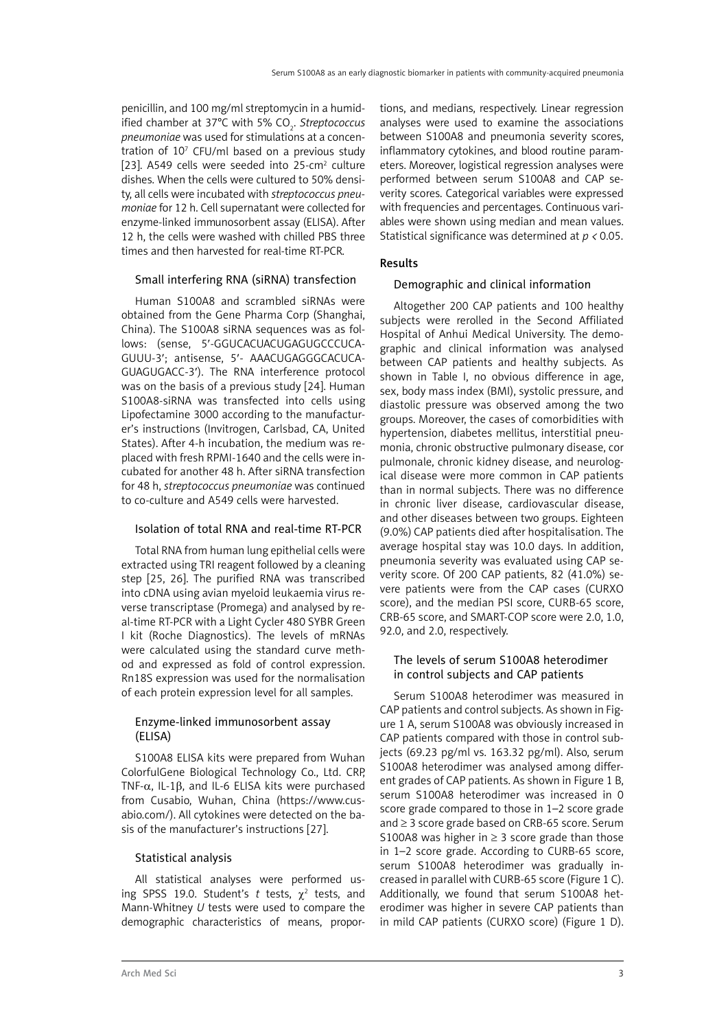penicillin, and 100 mg/ml streptomycin in a humidified chamber at 37°C with 5% $CO_2$. *Streptococcus pneumoniae* was used for stimulations at a concentration of $10^7$ CFU/ml based on a previous study [23]. A549 cells were seeded into 25-$cm^2$ culture dishes. When the cells were cultured to 50% density, all cells were incubated with *streptococcus pneumoniae* for 12 h. Cell supernatant were collected for enzyme-linked immunosorbent assay (ELISA). After 12 h, the cells were washed with chilled PBS three times and then harvested for real-time RT-PCR.

### Small interfering RNA (siRNA) transfection

Human S100A8 and scrambled siRNAs were obtained from the Gene Pharma Corp (Shanghai, China). The S100A8 siRNA sequences was as follows: (sense, 5'-GGUCACUACUGAGUGCCCUCAGUU-3'; antisense, 5'- AAACUGAGGGCACUCAGUAGUGACC-3'). The RNA interference protocol was on the basis of a previous study [24]. Human S100A8-siRNA was transfected into cells using Lipofectamine 3000 according to the manufacturer's instructions (Invitrogen, Carlsbad, CA, United States). After 4-h incubation, the medium was replaced with fresh RPMI-1640 and the cells were incubated for another 48 h. After siRNA transfection for 48 h, *streptococcus pneumoniae* was continued to co-culture and A549 cells were harvested.

### Isolation of total RNA and real-time RT-PCR

Total RNA from human lung epithelial cells were extracted using TRI reagent followed by a cleaning step [25, 26]. The purified RNA was transcribed into cDNA using avian myeloid leukaemia virus reverse transcriptase (Promega) and analysed by real-time RT-PCR with a Light Cycler 480 SYBR Green I kit (Roche Diagnostics). The levels of mRNAs were calculated using the standard curve method and expressed as fold of control expression. Rn18S expression was used for the normalisation of each protein expression level for all samples.

### Enzyme-linked immunosorbent assay (ELISA)

S100A8 ELISA kits were prepared from Wuhan ColorfulGene Biological Technology Co., Ltd. CRP, TNF-α, IL-1β, and IL-6 ELISA kits were purchased from Cusabio, Wuhan, China (https://www.cusabio.com/). All cytokines were detected on the basis of the manufacturer's instructions [27].

### Statistical analysis

All statistical analyses were performed using SPSS 19.0. Student's *t* tests, $\chi^2$ tests, and Mann-Whitney *U* tests were used to compare the demographic characteristics of means, proportions, and medians, respectively. Linear regression analyses were used to examine the associations between S100A8 and pneumonia severity scores, inflammatory cytokines, and blood routine parameters. Moreover, logistical regression analyses were performed between serum S100A8 and CAP severity scores. Categorical variables were expressed with frequencies and percentages. Continuous variables were shown using median and mean values. Statistical significance was determined at $p < 0.05$.

## Results

### Demographic and clinical information

Altogether 200 CAP patients and 100 healthy subjects were rerolled in the Second Affiliated Hospital of Anhui Medical University. The demographic and clinical information was analysed between CAP patients and healthy subjects. As shown in Table I, no obvious difference in age, sex, body mass index (BMI), systolic pressure, and diastolic pressure was observed among the two groups. Moreover, the cases of comorbidities with hypertension, diabetes mellitus, interstitial pneumonia, chronic obstructive pulmonary disease, cor pulmonale, chronic kidney disease, and neurological disease were more common in CAP patients than in normal subjects. There was no difference in chronic liver disease, cardiovascular disease, and other diseases between two groups. Eighteen (9.0%) CAP patients died after hospitalisation. The average hospital stay was 10.0 days. In addition, pneumonia severity was evaluated using CAP severity score. Of 200 CAP patients, 82 (41.0%) severe patients were from the CAP cases (CURXO score), and the median PSI score, CURB-65 score, CRB-65 score, and SMART-COP score were 2.0, 1.0, 92.0, and 2.0, respectively.

### The levels of serum S100A8 heterodimer in control subjects and CAP patients

Serum S100A8 heterodimer was measured in CAP patients and control subjects. As shown in Figure 1 A, serum S100A8 was obviously increased in CAP patients compared with those in control subjects (69.23 pg/ml vs. 163.32 pg/ml). Also, serum S100A8 heterodimer was analysed among different grades of CAP patients. As shown in Figure 1 B, serum S100A8 heterodimer was increased in 0 score grade compared to those in 1–2 score grade and ≥ 3 score grade based on CRB-65 score. Serum S100A8 was higher in ≥ 3 score grade than those in 1–2 score grade. According to CURB-65 score, serum S100A8 heterodimer was gradually increased in parallel with CURB-65 score (Figure 1 C). Additionally, we found that serum S100A8 heterodimer was higher in severe CAP patients than in mild CAP patients (CURXO score) (Figure 1 D).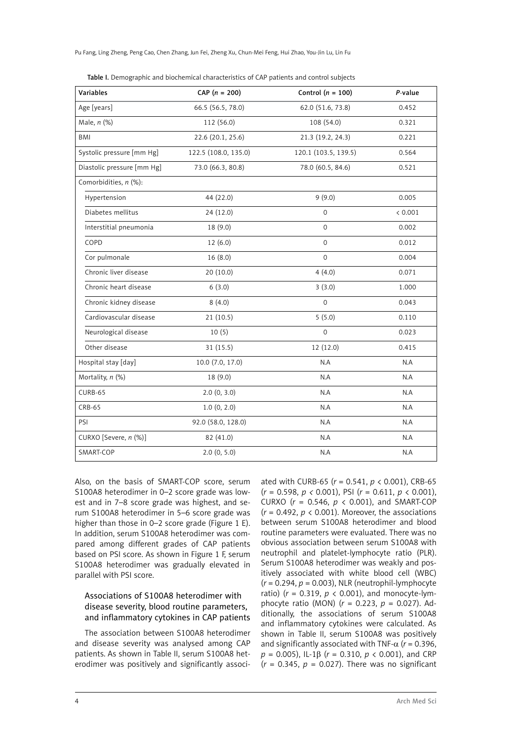Table I. Demographic and biochemical characteristics of CAP patients and control subjects

| Variables | CAP ($n$ = 200) | Control ($n$ = 100) | $P$-value |
|---|---|---|---|
| Age [years] | 66.5 (56.5, 78.0) | 62.0 (51.6, 73.8) | 0.452 |
| Male, $n$ (%) | 112 (56.0) | 108 (54.0) | 0.321 |
| BMI | 22.6 (20.1, 25.6) | 21.3 (19.2, 24.3) | 0.221 |
| Systolic pressure [mm Hg] | 122.5 (108.0, 135.0) | 120.1 (103.5, 139.5) | 0.564 |
| Diastolic pressure [mm Hg] | 73.0 (66.3, 80.8) | 78.0 (60.5, 84.6) | 0.521 |
| Comorbidities, $n$ (%): | | | |
| Hypertension | 44 (22.0) | 9 (9.0) | 0.005 |
| Diabetes mellitus | 24 (12.0) | 0 | < 0.001 |
| Interstitial pneumonia | 18 (9.0) | 0 | 0.002 |
| COPD | 12 (6.0) | 0 | 0.012 |
| Cor pulmonale | 16 (8.0) | 0 | 0.004 |
| Chronic liver disease | 20 (10.0) | 4 (4.0) | 0.071 |
| Chronic heart disease | 6 (3.0) | 3 (3.0) | 1.000 |
| Chronic kidney disease | 8 (4.0) | 0 | 0.043 |
| Cardiovascular disease | 21 (10.5) | 5 (5.0) | 0.110 |
| Neurological disease | 10 (5) | 0 | 0.023 |
| Other disease | 31 (15.5) | 12 (12.0) | 0.415 |
| Hospital stay [day] | 10.0 (7.0, 17.0) | N.A | N.A |
| Mortality, $n$ (%) | 18 (9.0) | N.A | N.A |
| CURB-65 | 2.0 (0, 3.0) | N.A | N.A |
| CRB-65 | 1.0 (0, 2.0) | N.A | N.A |
| PSI | 92.0 (58.0, 128.0) | N.A | N.A |
| CURXO [Severe, $n$ (%)] | 82 (41.0) | N.A | N.A |
| SMART-COP | 2.0 (0, 5.0) | N.A | N.A |

Also, on the basis of SMART-COP score, serum S100A8 heterodimer in 0–2 score grade was lowest and in 7–8 score grade was highest, and serum S100A8 heterodimer in 5–6 score grade was higher than those in 0–2 score grade (Figure 1 E). In addition, serum S100A8 heterodimer was compared among different grades of CAP patients based on PSI score. As shown in Figure 1 F, serum S100A8 heterodimer was gradually elevated in parallel with PSI score.

### Associations of S100A8 heterodimer with disease severity, blood routine parameters, and inflammatory cytokines in CAP patients

The association between S100A8 heterodimer and disease severity was analysed among CAP patients. As shown in Table II, serum S100A8 heterodimer was positively and significantly associated with CURB-65 ($r$ = 0.541, $p$ < 0.001), CRB-65 ($r$ = 0.598, $p$ < 0.001), PSI ($r$ = 0.611, $p$ < 0.001), CURXO ($r$ = 0.546, $p$ < 0.001), and SMART-COP ($r$ = 0.492, $p$ < 0.001). Moreover, the associations between serum S100A8 heterodimer and blood routine parameters were evaluated. There was no obvious association between serum S100A8 with neutrophil and platelet-lymphocyte ratio (PLR). Serum S100A8 heterodimer was weakly and positively associated with white blood cell (WBC) ($r$ = 0.294, $p$ = 0.003), NLR (neutrophil-lymphocyte ratio) ($r$ = 0.319, $p$ < 0.001), and monocyte-lymphocyte ratio (MON) ($r$ = 0.223, $p$ = 0.027). Additionally, the associations of serum S100A8 and inflammatory cytokines were calculated. As shown in Table II, serum S100A8 was positively and significantly associated with TNF-$\alpha$ ($r$ = 0.396, $p$ = 0.005), IL-1$\beta$ ($r$ = 0.310, $p$ < 0.001), and CRP ($r$ = 0.345, $p$ = 0.027). There was no significant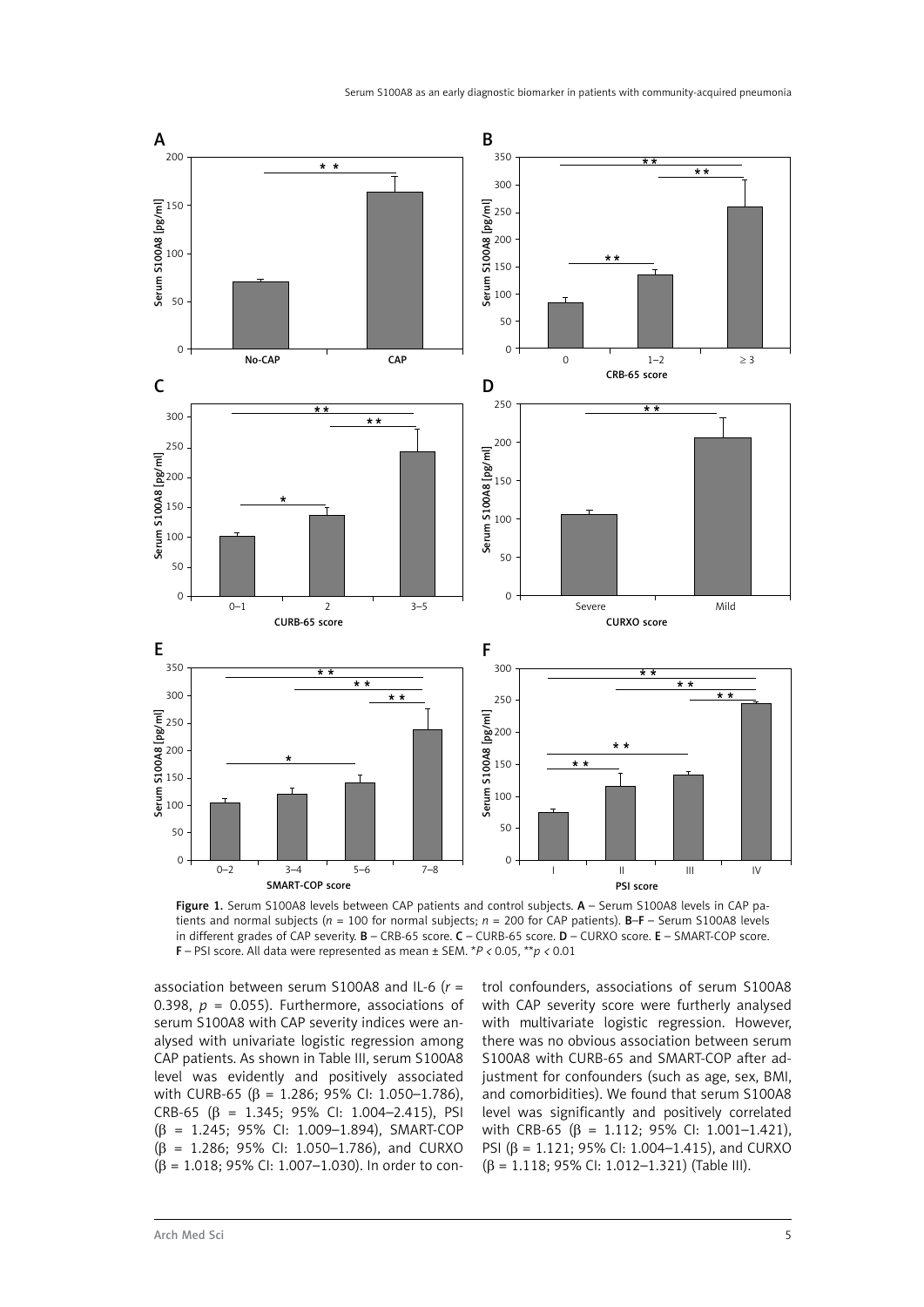Figure 1. Serum S100A8 levels between CAP patients and control subjects. **A** – Serum S100A8 levels in CAP patients and normal subjects ($n$ = 100 for normal subjects; $n$ = 200 for CAP patients). **B**–**F** – Serum S100A8 levels in different grades of CAP severity. **B** – CRB-65 score. **C** – CURB-65 score. **D** – CURXO score. **E** – SMART-COP score. **F** – PSI score. All data were represented as mean ± SEM. \*$P < 0.05$, \*\*$p < 0.01$

association between serum S100A8 and IL-6 ($r$ = 0.398, $p$ = 0.055). Furthermore, associations of serum S100A8 with CAP severity indices were analysed with univariate logistic regression among CAP patients. As shown in Table III, serum S100A8 level was evidently and positively associated with CURB-65 (β = 1.286; 95% CI: 1.050–1.786), CRB-65 (β = 1.345; 95% CI: 1.004–2.415), PSI (β = 1.245; 95% CI: 1.009–1.894), SMART-COP (β = 1.286; 95% CI: 1.050–1.786), and CURXO (β = 1.018; 95% CI: 1.007–1.030). In order to control confounders, associations of serum S100A8 with CAP severity score were furtherly analysed with multivariate logistic regression. However, there was no obvious association between serum S100A8 with CURB-65 and SMART-COP after adjustment for confounders (such as age, sex, BMI, and comorbidities). We found that serum S100A8 level was significantly and positively correlated with CRB-65 (β = 1.112; 95% CI: 1.001–1.421), PSI (β = 1.121; 95% CI: 1.004–1.415), and CURXO (β = 1.118; 95% CI: 1.012–1.321) (Table III).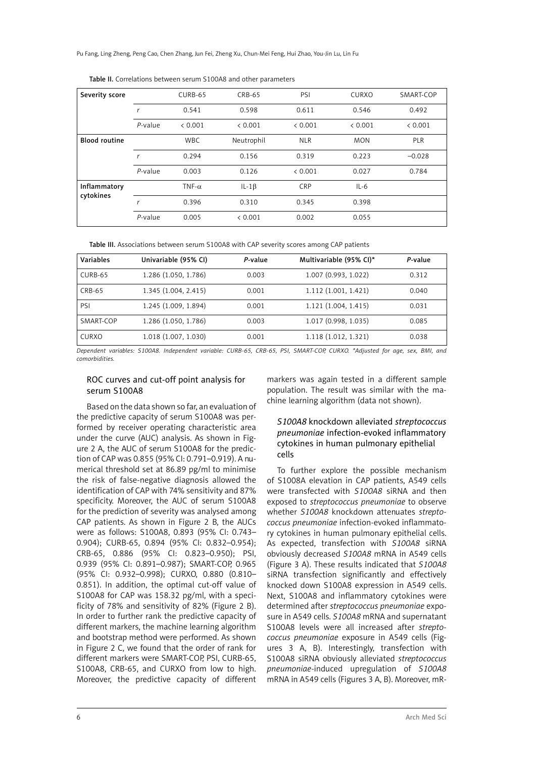Table II. Correlations between serum S100A8 and other parameters

| Severity score | | CURB-65 | CRB-65 | PSI | CURXO | SMART-COP |
|---|---|---|---|---|---|---|
| | *r* | 0.541 | 0.598 | 0.611 | 0.546 | 0.492 |
| | *P*-value | < 0.001 | < 0.001 | < 0.001 | < 0.001 | < 0.001 |
| **Blood routine** | | WBC | Neutrophil | NLR | MON | PLR |
| | *r* | 0.294 | 0.156 | 0.319 | 0.223 | –0.028 |
| | *P*-value | 0.003 | 0.126 | < 0.001 | 0.027 | 0.784 |
| **Inflammatory cytokines** | | TNF-α | IL-1β | CRP | IL-6 | |
| | *r* | 0.396 | 0.310 | 0.345 | 0.398 | |
| | *P*-value | 0.005 | < 0.001 | 0.002 | 0.055 | |

Table III. Associations between serum S100A8 with CAP severity scores among CAP patients

| Variables | Univariable (95% CI) | *P*-value | Multivariable (95% CI)* | *P*-value |
|---|---|---|---|---|
| CURB-65 | 1.286 (1.050, 1.786) | 0.003 | 1.007 (0.993, 1.022) | 0.312 |
| CRB-65 | 1.345 (1.004, 2.415) | 0.001 | 1.112 (1.001, 1.421) | 0.040 |
| PSI | 1.245 (1.009, 1.894) | 0.001 | 1.121 (1.004, 1.415) | 0.031 |
| SMART-COP | 1.286 (1.050, 1.786) | 0.003 | 1.017 (0.998, 1.035) | 0.085 |
| CURXO | 1.018 (1.007, 1.030) | 0.001 | 1.118 (1.012, 1.321) | 0.038 |

*Dependent variables: S100A8. Independent variable: CURB-65, CRB-65, PSI, SMART-COP, CURXO. \*Adjusted for age, sex, BMI, and comorbidities.*

### ROC curves and cut-off point analysis for serum S100A8

Based on the data shown so far, an evaluation of the predictive capacity of serum S100A8 was performed by receiver operating characteristic area under the curve (AUC) analysis. As shown in Figure 2 A, the AUC of serum S100A8 for the prediction of CAP was 0.855 (95% CI: 0.791–0.919). A numerical threshold set at 86.89 pg/ml to minimise the risk of false-negative diagnosis allowed the identification of CAP with 74% sensitivity and 87% specificity. Moreover, the AUC of serum S100A8 for the prediction of severity was analysed among CAP patients. As shown in Figure 2 B, the AUCs were as follows: S100A8, 0.893 (95% CI: 0.743–0.904); CURB-65, 0.894 (95% CI: 0.832–0.954); CRB-65, 0.886 (95% CI: 0.823–0.950); PSI, 0.939 (95% CI: 0.891–0.987); SMART-COP, 0.965 (95% CI: 0.932–0.998); CURXO, 0.880 (0.810–0.851). In addition, the optimal cut-off value of S100A8 for CAP was 158.32 pg/ml, with a specificity of 78% and sensitivity of 82% (Figure 2 B). In order to further rank the predictive capacity of different markers, the machine learning algorithm and bootstrap method were performed. As shown in Figure 2 C, we found that the order of rank for different markers were SMART-COP, PSI, CURB-65, S100A8, CRB-65, and CURXO from low to high. Moreover, the predictive capacity of different markers was again tested in a different sample population. The result was similar with the machine learning algorithm (data not shown).

### *S100A8* knockdown alleviated *streptococcus pneumoniae* infection-evoked inflammatory cytokines in human pulmonary epithelial cells

To further explore the possible mechanism of S1008A elevation in CAP patients, A549 cells were transfected with *S100A8* siRNA and then exposed to *streptococcus pneumoniae* to observe whether *S100A8* knockdown attenuates *streptococcus pneumoniae* infection-evoked inflammatory cytokines in human pulmonary epithelial cells. As expected, transfection with *S100A8* siRNA obviously decreased *S100A8* mRNA in A549 cells (Figure 3 A). These results indicated that *S100A8* siRNA transfection significantly and effectively knocked down S100A8 expression in A549 cells. Next, S100A8 and inflammatory cytokines were determined after *streptococcus pneumoniae* exposure in A549 cells. *S100A8* mRNA and supernatant S100A8 levels were all increased after *streptococcus pneumoniae* exposure in A549 cells (Figures 3 A, B). Interestingly, transfection with S100A8 siRNA obviously alleviated *streptococcus pneumoniae*-induced upregulation of *S100A8* mRNA in A549 cells (Figures 3 A, B). Moreover, mR-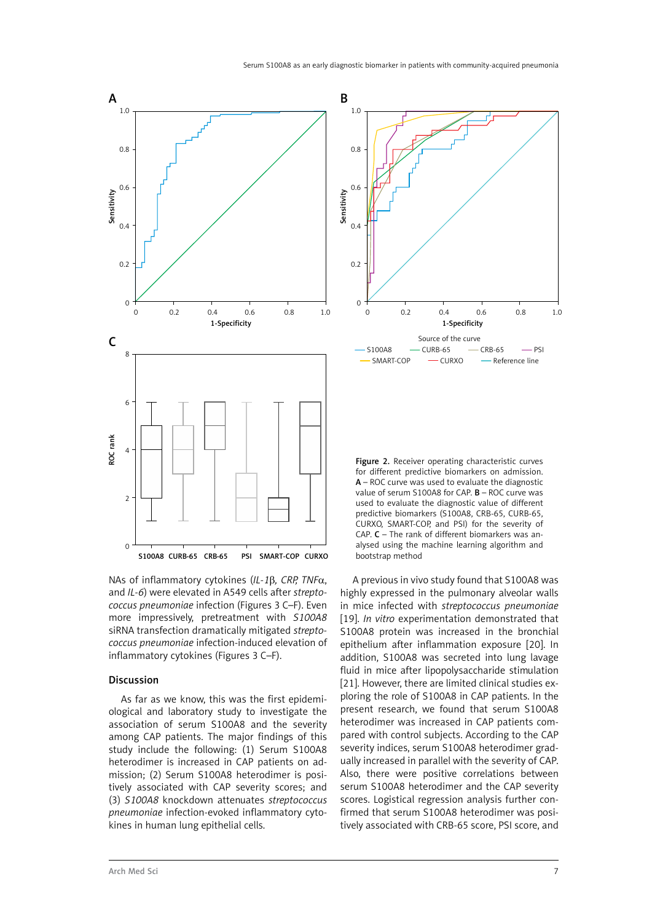Figure 2. Receiver operating characteristic curves for different predictive biomarkers on admission. **A** – ROC curve was used to evaluate the diagnostic value of serum S100A8 for CAP. **B** – ROC curve was used to evaluate the diagnostic value of different predictive biomarkers (S100A8, CRB-65, CURB-65, CURXO, SMART-COP, and PSI) for the severity of CAP. **C** – The rank of different biomarkers was analysed using the machine learning algorithm and bootstrap method

NAs of inflammatory cytokines (*IL-1*β, *CRP, TNF*α, and *IL-6*) were elevated in A549 cells after *streptococcus pneumoniae* infection (Figures 3 C–F). Even more impressively, pretreatment with *S100A8* siRNA transfection dramatically mitigated *streptococcus pneumoniae* infection-induced elevation of inflammatory cytokines (Figures 3 C–F).

## Discussion

As far as we know, this was the first epidemiological and laboratory study to investigate the association of serum S100A8 and the severity among CAP patients. The major findings of this study include the following: (1) Serum S100A8 heterodimer is increased in CAP patients on admission; (2) Serum S100A8 heterodimer is positively associated with CAP severity scores; and (3) *S100A8* knockdown attenuates *streptococcus pneumoniae* infection-evoked inflammatory cytokines in human lung epithelial cells.

A previous in vivo study found that S100A8 was highly expressed in the pulmonary alveolar walls in mice infected with *streptococcus pneumoniae* [19]. *In vitro* experimentation demonstrated that S100A8 protein was increased in the bronchial epithelium after inflammation exposure [20]. In addition, S100A8 was secreted into lung lavage fluid in mice after lipopolysaccharide stimulation [21]. However, there are limited clinical studies exploring the role of S100A8 in CAP patients. In the present research, we found that serum S100A8 heterodimer was increased in CAP patients compared with control subjects. According to the CAP severity indices, serum S100A8 heterodimer gradually increased in parallel with the severity of CAP. Also, there were positive correlations between serum S100A8 heterodimer and the CAP severity scores. Logistical regression analysis further confirmed that serum S100A8 heterodimer was positively associated with CRB-65 score, PSI score, and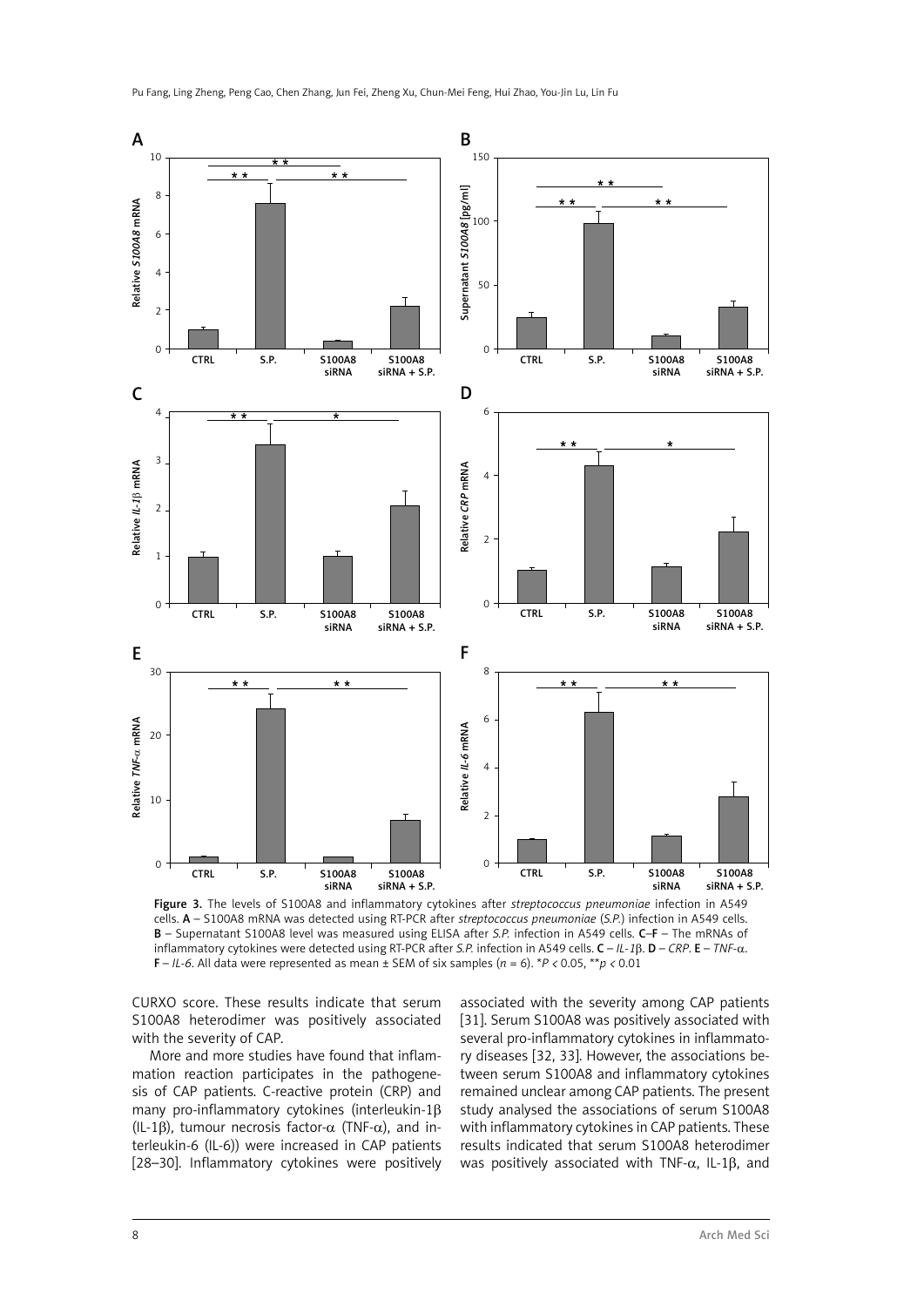Figure 3. The levels of S100A8 and inflammatory cytokines after *streptococcus pneumoniae* infection in A549 cells. **A** – S100A8 mRNA was detected using RT-PCR after *streptococcus pneumoniae* (*S.P.*) infection in A549 cells. **B** – Supernatant S100A8 level was measured using ELISA after *S.P.* infection in A549 cells. **C–F** – The mRNAs of inflammatory cytokines were detected using RT-PCR after *S.P.* infection in A549 cells. **C** – *IL-1β*. **D** – *CRP*. **E** – *TNF-α*. **F** – *IL-6*. All data were represented as mean ± SEM of six samples ($n = 6$). $^{*}P < 0.05$, $^{**}p < 0.01$

CURXO score. These results indicate that serum S100A8 heterodimer was positively associated with the severity of CAP.

More and more studies have found that inflammation reaction participates in the pathogenesis of CAP patients. C-reactive protein (CRP) and many pro-inflammatory cytokines (interleukin-1β (IL-1β), tumour necrosis factor-α (TNF-α), and interleukin-6 (IL-6)) were increased in CAP patients [28–30]. Inflammatory cytokines were positively associated with the severity among CAP patients [31]. Serum S100A8 was positively associated with several pro-inflammatory cytokines in inflammatory diseases [32, 33]. However, the associations between serum S100A8 and inflammatory cytokines remained unclear among CAP patients. The present study analysed the associations of serum S100A8 with inflammatory cytokines in CAP patients. These results indicated that serum S100A8 heterodimer was positively associated with TNF-α, IL-1β, and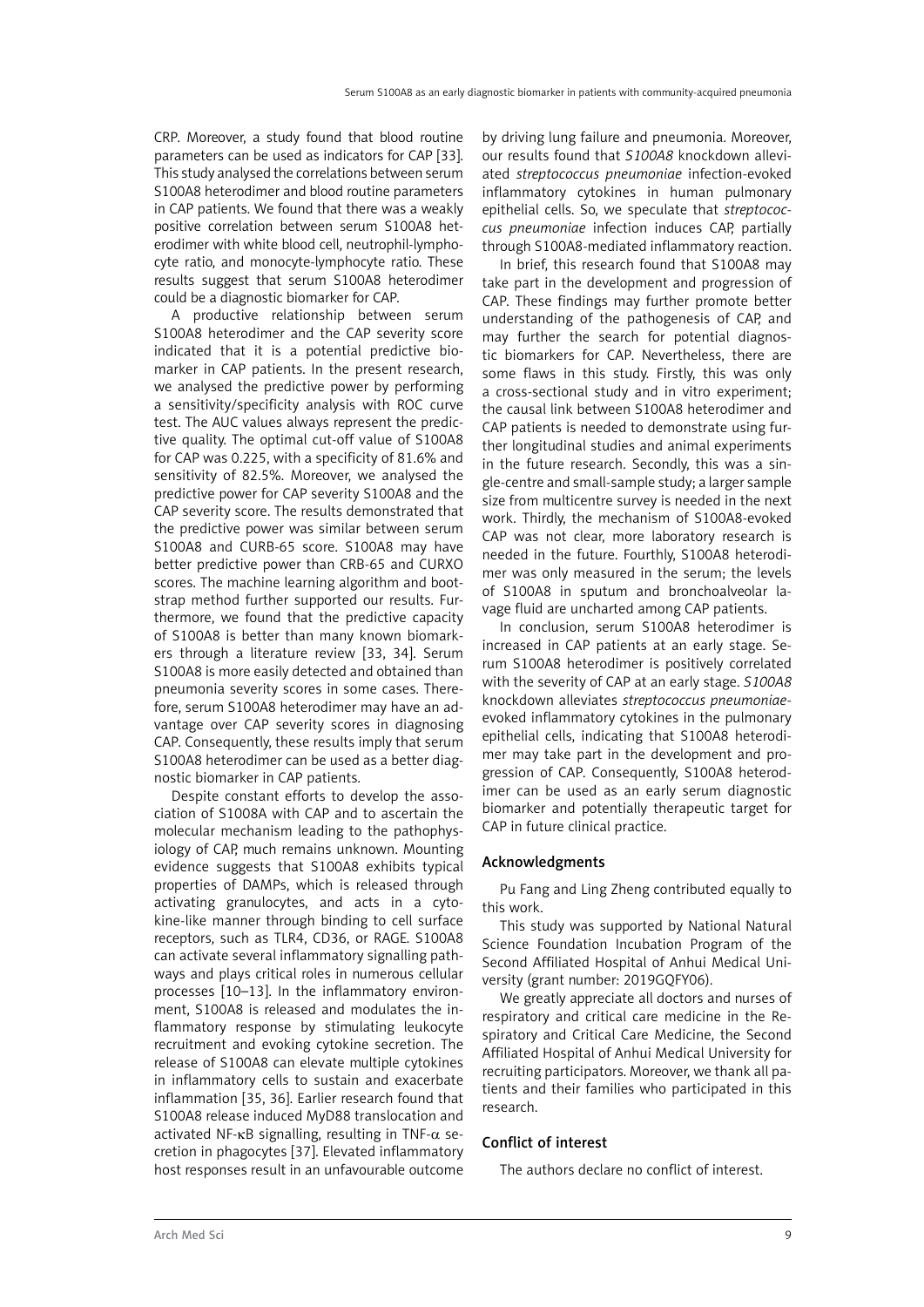CRP. Moreover, a study found that blood routine parameters can be used as indicators for CAP [33]. This study analysed the correlations between serum S100A8 heterodimer and blood routine parameters in CAP patients. We found that there was a weakly positive correlation between serum S100A8 heterodimer with white blood cell, neutrophil-lymphocyte ratio, and monocyte-lymphocyte ratio. These results suggest that serum S100A8 heterodimer could be a diagnostic biomarker for CAP.

A productive relationship between serum S100A8 heterodimer and the CAP severity score indicated that it is a potential predictive biomarker in CAP patients. In the present research, we analysed the predictive power by performing a sensitivity/specificity analysis with ROC curve test. The AUC values always represent the predictive quality. The optimal cut-off value of S100A8 for CAP was 0.225, with a specificity of 81.6% and sensitivity of 82.5%. Moreover, we analysed the predictive power for CAP severity S100A8 and the CAP severity score. The results demonstrated that the predictive power was similar between serum S100A8 and CURB-65 score. S100A8 may have better predictive power than CRB-65 and CURXO scores. The machine learning algorithm and bootstrap method further supported our results. Furthermore, we found that the predictive capacity of S100A8 is better than many known biomarkers through a literature review [33, 34]. Serum S100A8 is more easily detected and obtained than pneumonia severity scores in some cases. Therefore, serum S100A8 heterodimer may have an advantage over CAP severity scores in diagnosing CAP. Consequently, these results imply that serum S100A8 heterodimer can be used as a better diagnostic biomarker in CAP patients.

Despite constant efforts to develop the association of S1008A with CAP and to ascertain the molecular mechanism leading to the pathophysiology of CAP, much remains unknown. Mounting evidence suggests that S100A8 exhibits typical properties of DAMPs, which is released through activating granulocytes, and acts in a cytokine-like manner through binding to cell surface receptors, such as TLR4, CD36, or RAGE. S100A8 can activate several inflammatory signalling pathways and plays critical roles in numerous cellular processes [10–13]. In the inflammatory environment, S100A8 is released and modulates the inflammatory response by stimulating leukocyte recruitment and evoking cytokine secretion. The release of S100A8 can elevate multiple cytokines in inflammatory cells to sustain and exacerbate inflammation [35, 36]. Earlier research found that S100A8 release induced MyD88 translocation and activated NF-κB signalling, resulting in TNF-$\alpha$ secretion in phagocytes [37]. Elevated inflammatory host responses result in an unfavourable outcome by driving lung failure and pneumonia. Moreover, our results found that *S100A8* knockdown alleviated *streptococcus pneumoniae* infection-evoked inflammatory cytokines in human pulmonary epithelial cells. So, we speculate that *streptococcus pneumoniae* infection induces CAP, partially through S100A8-mediated inflammatory reaction.

In brief, this research found that S100A8 may take part in the development and progression of CAP. These findings may further promote better understanding of the pathogenesis of CAP, and may further the search for potential diagnostic biomarkers for CAP. Nevertheless, there are some flaws in this study. Firstly, this was only a cross-sectional study and in vitro experiment; the causal link between S100A8 heterodimer and CAP patients is needed to demonstrate using further longitudinal studies and animal experiments in the future research. Secondly, this was a single-centre and small-sample study; a larger sample size from multicentre survey is needed in the next work. Thirdly, the mechanism of S100A8-evoked CAP was not clear, more laboratory research is needed in the future. Fourthly, S100A8 heterodimer was only measured in the serum; the levels of S100A8 in sputum and bronchoalveolar lavage fluid are uncharted among CAP patients.

In conclusion, serum S100A8 heterodimer is increased in CAP patients at an early stage. Serum S100A8 heterodimer is positively correlated with the severity of CAP at an early stage. *S100A8* knockdown alleviates *streptococcus pneumoniae*-evoked inflammatory cytokines in the pulmonary epithelial cells, indicating that S100A8 heterodimer may take part in the development and progression of CAP. Consequently, S100A8 heterodimer can be used as an early serum diagnostic biomarker and potentially therapeutic target for CAP in future clinical practice.

## Acknowledgments

Pu Fang and Ling Zheng contributed equally to this work.

This study was supported by National Natural Science Foundation Incubation Program of the Second Affiliated Hospital of Anhui Medical University (grant number: 2019GQFY06).

We greatly appreciate all doctors and nurses of respiratory and critical care medicine in the Respiratory and Critical Care Medicine, the Second Affiliated Hospital of Anhui Medical University for recruiting participators. Moreover, we thank all patients and their families who participated in this research.

## Conflict of interest

The authors declare no conflict of interest.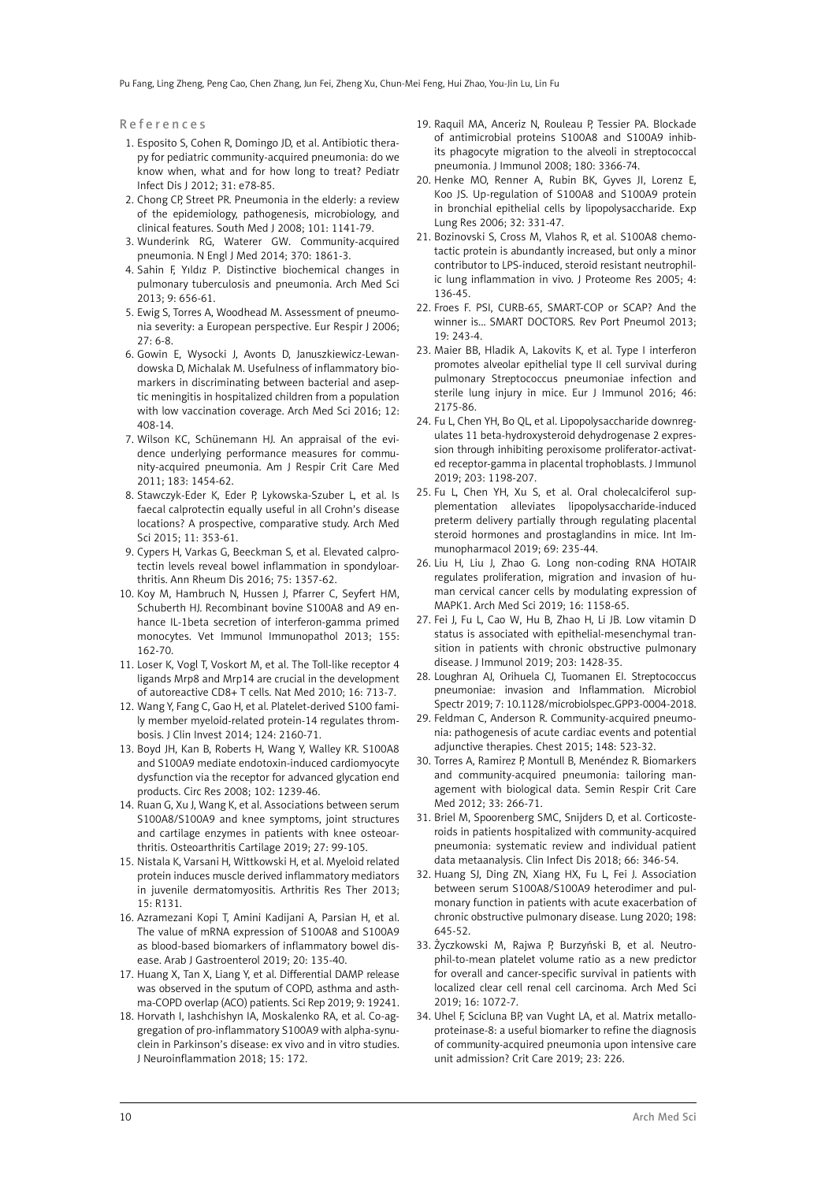## References

1. Esposito S, Cohen R, Domingo JD, et al. Antibiotic therapy for pediatric community-acquired pneumonia: do we know when, what and for how long to treat? Pediatr Infect Dis J 2012; 31: e78-85.
2. Chong CP, Street PR. Pneumonia in the elderly: a review of the epidemiology, pathogenesis, microbiology, and clinical features. South Med J 2008; 101: 1141-79.
3. Wunderink RG, Waterer GW. Community-acquired pneumonia. N Engl J Med 2014; 370: 1861-3.
4. Sahin F, Yıldız P. Distinctive biochemical changes in pulmonary tuberculosis and pneumonia. Arch Med Sci 2013; 9: 656-61.
5. Ewig S, Torres A, Woodhead M. Assessment of pneumonia severity: a European perspective. Eur Respir J 2006; 27: 6-8.
6. Gowin E, Wysocki J, Avonts D, Januszkiewicz-Lewandowska D, Michalak M. Usefulness of inflammatory biomarkers in discriminating between bacterial and aseptic meningitis in hospitalized children from a population with low vaccination coverage. Arch Med Sci 2016; 12: 408-14.
7. Wilson KC, Schünemann HJ. An appraisal of the evidence underlying performance measures for community-acquired pneumonia. Am J Respir Crit Care Med 2011; 183: 1454-62.
8. Stawczyk-Eder K, Eder P, Lykowska-Szuber L, et al. Is faecal calprotectin equally useful in all Crohn's disease locations? A prospective, comparative study. Arch Med Sci 2015; 11: 353-61.
9. Cypers H, Varkas G, Beeckman S, et al. Elevated calprotectin levels reveal bowel inflammation in spondyloarthritis. Ann Rheum Dis 2016; 75: 1357-62.
10. Koy M, Hambruch N, Hussen J, Pfarrer C, Seyfert HM, Schuberth HJ. Recombinant bovine S100A8 and A9 enhance IL-1beta secretion of interferon-gamma primed monocytes. Vet Immunol Immunopathol 2013; 155: 162-70.
11. Loser K, Vogl T, Voskort M, et al. The Toll-like receptor 4 ligands Mrp8 and Mrp14 are crucial in the development of autoreactive CD8+ T cells. Nat Med 2010; 16: 713-7.
12. Wang Y, Fang C, Gao H, et al. Platelet-derived S100 family member myeloid-related protein-14 regulates thrombosis. J Clin Invest 2014; 124: 2160-71.
13. Boyd JH, Kan B, Roberts H, Wang Y, Walley KR. S100A8 and S100A9 mediate endotoxin-induced cardiomyocyte dysfunction via the receptor for advanced glycation end products. Circ Res 2008; 102: 1239-46.
14. Ruan G, Xu J, Wang K, et al. Associations between serum S100A8/S100A9 and knee symptoms, joint structures and cartilage enzymes in patients with knee osteoarthritis. Osteoarthritis Cartilage 2019; 27: 99-105.
15. Nistala K, Varsani H, Wittkowski H, et al. Myeloid related protein induces muscle derived inflammatory mediators in juvenile dermatomyositis. Arthritis Res Ther 2013; 15: R131.
16. Azramezani Kopi T, Amini Kadijani A, Parsian H, et al. The value of mRNA expression of S100A8 and S100A9 as blood-based biomarkers of inflammatory bowel disease. Arab J Gastroenterol 2019; 20: 135-40.
17. Huang X, Tan X, Liang Y, et al. Differential DAMP release was observed in the sputum of COPD, asthma and asthma-COPD overlap (ACO) patients. Sci Rep 2019; 9: 19241.
18. Horvath I, Iashchishyn IA, Moskalenko RA, et al. Co-aggregation of pro-inflammatory S100A9 with alpha-synuclein in Parkinson's disease: ex vivo and in vitro studies. J Neuroinflammation 2018; 15: 172.
19. Raquil MA, Anceriz N, Rouleau P, Tessier PA. Blockade of antimicrobial proteins S100A8 and S100A9 inhibits phagocyte migration to the alveoli in streptococcal pneumonia. J Immunol 2008; 180: 3366-74.
20. Henke MO, Renner A, Rubin BK, Gyves JI, Lorenz E, Koo JS. Up-regulation of S100A8 and S100A9 protein in bronchial epithelial cells by lipopolysaccharide. Exp Lung Res 2006; 32: 331-47.
21. Bozinovski S, Cross M, Vlahos R, et al. S100A8 chemotactic protein is abundantly increased, but only a minor contributor to LPS-induced, steroid resistant neutrophilic lung inflammation in vivo. J Proteome Res 2005; 4: 136-45.
22. Froes F. PSI, CURB-65, SMART-COP or SCAP? And the winner is... SMART DOCTORS. Rev Port Pneumol 2013; 19: 243-4.
23. Maier BB, Hladik A, Lakovits K, et al. Type I interferon promotes alveolar epithelial type II cell survival during pulmonary Streptococcus pneumoniae infection and sterile lung injury in mice. Eur J Immunol 2016; 46: 2175-86.
24. Fu L, Chen YH, Bo QL, et al. Lipopolysaccharide downregulates 11 beta-hydroxysteroid dehydrogenase 2 expression through inhibiting peroxisome proliferator-activated receptor-gamma in placental trophoblasts. J Immunol 2019; 203: 1198-207.
25. Fu L, Chen YH, Xu S, et al. Oral cholecalciferol supplementation alleviates lipopolysaccharide-induced preterm delivery partially through regulating placental steroid hormones and prostaglandins in mice. Int Immunopharmacol 2019; 69: 235-44.
26. Liu H, Liu J, Zhao G. Long non-coding RNA HOTAIR regulates proliferation, migration and invasion of human cervical cancer cells by modulating expression of MAPK1. Arch Med Sci 2019; 16: 1158-65.
27. Fei J, Fu L, Cao W, Hu B, Zhao H, Li JB. Low vitamin D status is associated with epithelial-mesenchymal transition in patients with chronic obstructive pulmonary disease. J Immunol 2019; 203: 1428-35.
28. Loughran AJ, Orihuela CJ, Tuomanen EI. Streptococcus pneumoniae: invasion and Inflammation. Microbiol Spectr 2019; 7: 10.1128/microbiolspec.GPP3-0004-2018.
29. Feldman C, Anderson R. Community-acquired pneumonia: pathogenesis of acute cardiac events and potential adjunctive therapies. Chest 2015; 148: 523-32.
30. Torres A, Ramirez P, Montull B, Menéndez R. Biomarkers and community-acquired pneumonia: tailoring management with biological data. Semin Respir Crit Care Med 2012; 33: 266-71.
31. Briel M, Spoorenberg SMC, Snijders D, et al. Corticosteroids in patients hospitalized with community-acquired pneumonia: systematic review and individual patient data metaanalysis. Clin Infect Dis 2018; 66: 346-54.
32. Huang SJ, Ding ZN, Xiang HX, Fu L, Fei J. Association between serum S100A8/S100A9 heterodimer and pulmonary function in patients with acute exacerbation of chronic obstructive pulmonary disease. Lung 2020; 198: 645-52.
33. Życzkowski M, Rajwa P, Burzyński B, et al. Neutrophil-to-mean platelet volume ratio as a new predictor for overall and cancer-specific survival in patients with localized clear cell renal cell carcinoma. Arch Med Sci 2019; 16: 1072-7.
34. Uhel F, Scicluna BP, van Vught LA, et al. Matrix metalloproteinase-8: a useful biomarker to refine the diagnosis of community-acquired pneumonia upon intensive care unit admission? Crit Care 2019; 23: 226.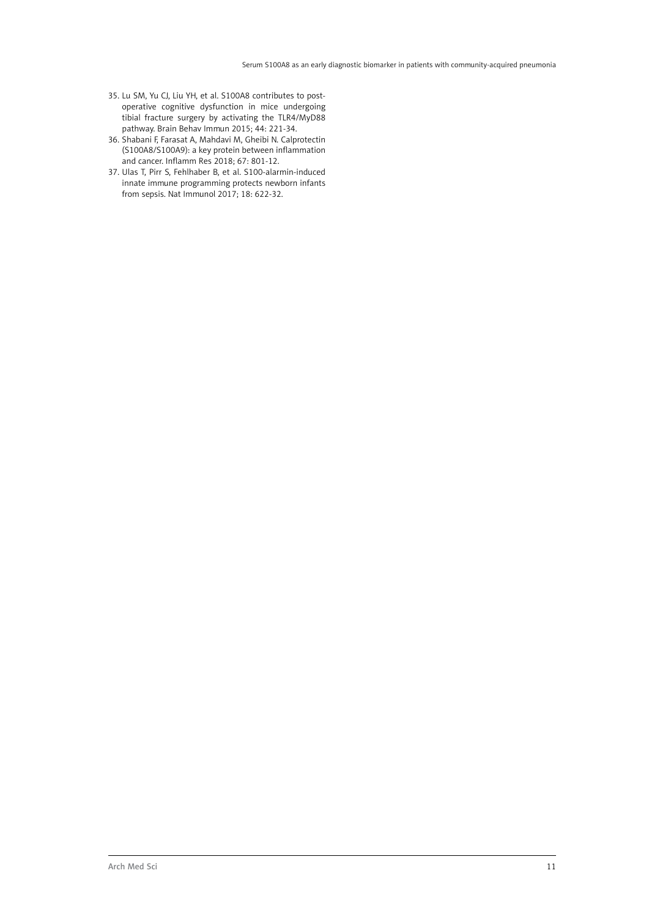35. Lu SM, Yu CJ, Liu YH, et al. S100A8 contributes to post-operative cognitive dysfunction in mice undergoing tibial fracture surgery by activating the TLR4/MyD88 pathway. Brain Behav Immun 2015; 44: 221-34.
36. Shabani F, Farasat A, Mahdavi M, Gheibi N. Calprotectin (S100A8/S100A9): a key protein between inflammation and cancer. Inflamm Res 2018; 67: 801-12.
37. Ulas T, Pirr S, Fehlhaber B, et al. S100-alarmin-induced innate immune programming protects newborn infants from sepsis. Nat Immunol 2017; 18: 622-32.